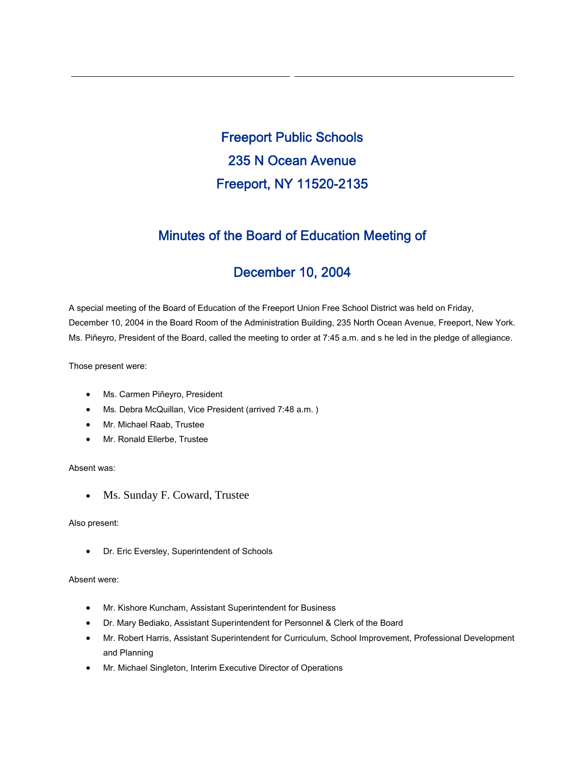# Freeport Public Schools

## 235 N Ocean Avenue

## Freeport, NY 11520-2135

## Minutes of the Board of Education Meeting of

## December 10, 2004

A special meeting of the Board of Education of the Freeport Union Free School District was held on Friday, December 10, 2004 in the Board Room of the Administration Building, 235 North Ocean Avenue, Freeport, New York. Ms. Piñeyro, President of the Board, called the meeting to order at 7:45 a.m. and s he led in the pledge of allegiance.

Those present were:

- Ms. Carmen Piñeyro, President
- Ms. Debra McQuillan, Vice President (arrived 7:48 a.m. )
- Mr. Michael Raab, Trustee
- Mr. Ronald Ellerbe, Trustee

Absent was:

- Ms. Sunday F. Coward, Trustee

Also present:

- Dr. Eric Eversley, Superintendent of Schools

Absent were:

- Mr. Kishore Kuncham, Assistant Superintendent for Business
- Dr. Mary Bediako, Assistant Superintendent for Personnel & Clerk of the Board
- Mr. Robert Harris, Assistant Superintendent for Curriculum, School Improvement, Professional Development and Planning
- Mr. Michael Singleton, Interim Executive Director of Operations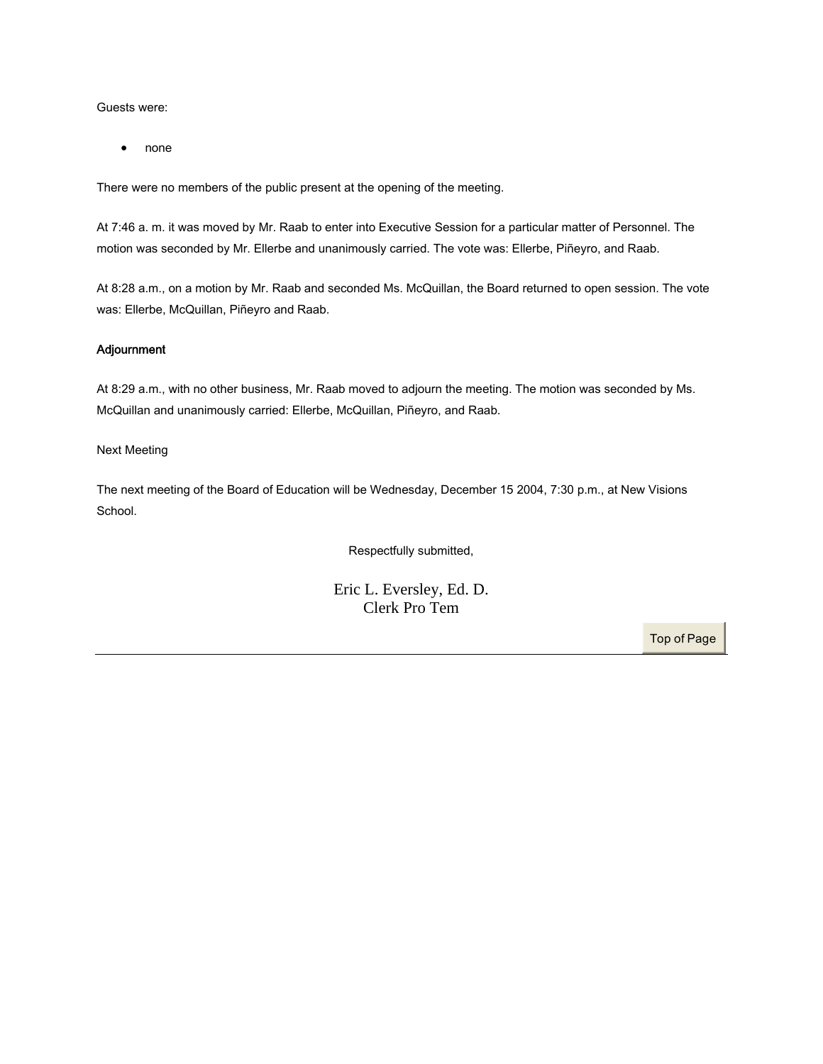Guests were:

- none

There were no members of the public present at the opening of the meeting.

At 7:46 a. m. it was moved by Mr. Raab to enter into Executive Session for a particular matter of Personnel. The motion was seconded by Mr. Ellerbe and unanimously carried. The vote was: Ellerbe, Piñeyro, and Raab.

At 8:28 a.m., on a motion by Mr. Raab and seconded Ms. McQuillan, the Board returned to open session. The vote was: Ellerbe, McQuillan, Piñeyro and Raab.

**Adjournment**

At 8:29 a.m., with no other business, Mr. Raab moved to adjourn the meeting. The motion was seconded by Ms. McQuillan and unanimously carried: Ellerbe, McQuillan, Piñeyro, and Raab.

Next Meeting

The next meeting of the Board of Education will be Wednesday, December 15 2004, 7:30 p.m., at New Visions School.

Respectfully submitted,

Eric L. Eversley, Ed. D.
Clerk Pro Tem

Top of Page